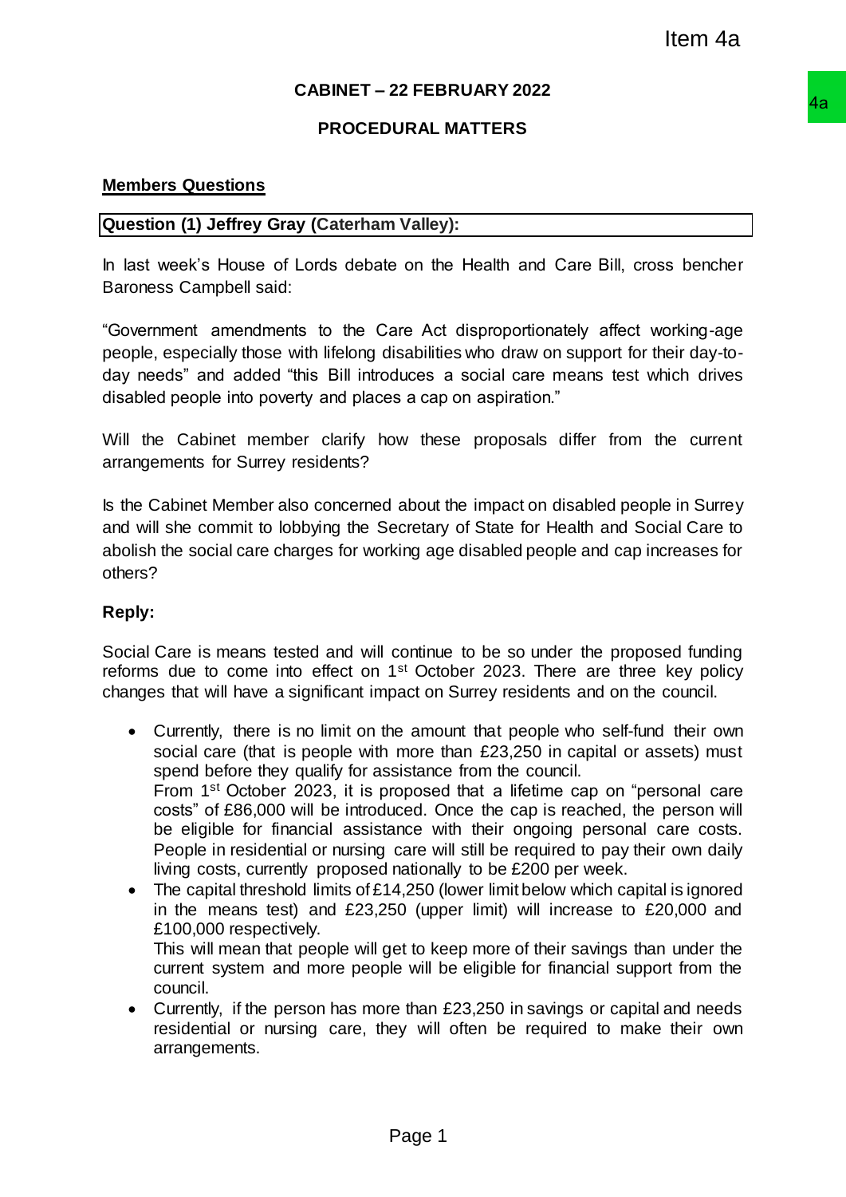Item 4a

# CABINET – 22 FEBRUARY 2022

## PROCEDURAL MATTERS

**Members Questions**

**Question (1) Jeffrey Gray (Caterham Valley):**

In last week's House of Lords debate on the Health and Care Bill, cross bencher Baroness Campbell said:

"Government amendments to the Care Act disproportionately affect working-age people, especially those with lifelong disabilities who draw on support for their day-to-day needs" and added "this Bill introduces a social care means test which drives disabled people into poverty and places a cap on aspiration."

Will the Cabinet member clarify how these proposals differ from the current arrangements for Surrey residents?

Is the Cabinet Member also concerned about the impact on disabled people in Surrey and will she commit to lobbying the Secretary of State for Health and Social Care to abolish the social care charges for working age disabled people and cap increases for others?

**Reply:**

Social Care is means tested and will continue to be so under the proposed funding reforms due to come into effect on 1st October 2023. There are three key policy changes that will have a significant impact on Surrey residents and on the council.

- Currently, there is no limit on the amount that people who self-fund their own social care (that is people with more than £23,250 in capital or assets) must spend before they qualify for assistance from the council.
  From 1st October 2023, it is proposed that a lifetime cap on "personal care costs" of £86,000 will be introduced. Once the cap is reached, the person will be eligible for financial assistance with their ongoing personal care costs. People in residential or nursing care will still be required to pay their own daily living costs, currently proposed nationally to be £200 per week.
- The capital threshold limits of £14,250 (lower limit below which capital is ignored in the means test) and £23,250 (upper limit) will increase to £20,000 and £100,000 respectively.
  This will mean that people will get to keep more of their savings than under the current system and more people will be eligible for financial support from the council.
- Currently, if the person has more than £23,250 in savings or capital and needs residential or nursing care, they will often be required to make their own arrangements.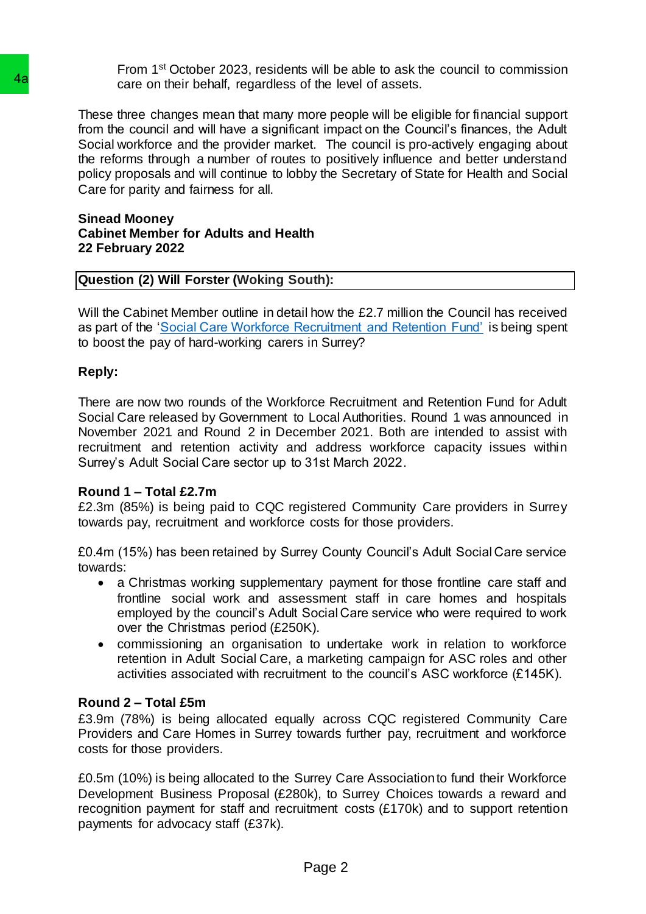From 1st October 2023, residents will be able to ask the council to commission care on their behalf, regardless of the level of assets.

These three changes mean that many more people will be eligible for financial support from the council and will have a significant impact on the Council's finances, the Adult Social workforce and the provider market. The council is pro-actively engaging about the reforms through a number of routes to positively influence and better understand policy proposals and will continue to lobby the Secretary of State for Health and Social Care for parity and fairness for all.

**Sinead Mooney**
**Cabinet Member for Adults and Health**
**22 February 2022**

**Question (2) Will Forster (Woking South):**

Will the Cabinet Member outline in detail how the £2.7 million the Council has received as part of the 'Social Care Workforce Recruitment and Retention Fund' is being spent to boost the pay of hard-working carers in Surrey?

**Reply:**

There are now two rounds of the Workforce Recruitment and Retention Fund for Adult Social Care released by Government to Local Authorities. Round 1 was announced in November 2021 and Round 2 in December 2021. Both are intended to assist with recruitment and retention activity and address workforce capacity issues within Surrey's Adult Social Care sector up to 31st March 2022.

**Round 1 – Total £2.7m**
£2.3m (85%) is being paid to CQC registered Community Care providers in Surrey towards pay, recruitment and workforce costs for those providers.

£0.4m (15%) has been retained by Surrey County Council's Adult Social Care service towards:

- a Christmas working supplementary payment for those frontline care staff and frontline social work and assessment staff in care homes and hospitals employed by the council's Adult Social Care service who were required to work over the Christmas period (£250K).
- commissioning an organisation to undertake work in relation to workforce retention in Adult Social Care, a marketing campaign for ASC roles and other activities associated with recruitment to the council's ASC workforce (£145K).

**Round 2 – Total £5m**
£3.9m (78%) is being allocated equally across CQC registered Community Care Providers and Care Homes in Surrey towards further pay, recruitment and workforce costs for those providers.

£0.5m (10%) is being allocated to the Surrey Care Association to fund their Workforce Development Business Proposal (£280k), to Surrey Choices towards a reward and recognition payment for staff and recruitment costs (£170k) and to support retention payments for advocacy staff (£37k).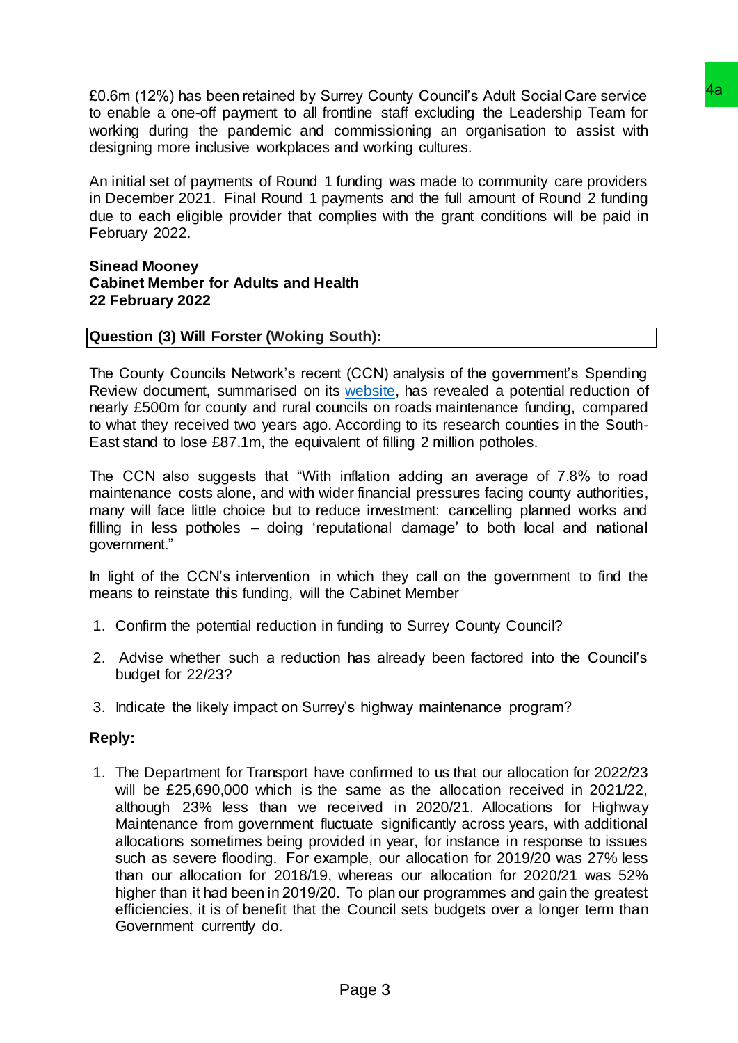£0.6m (12%) has been retained by Surrey County Council's Adult Social Care service to enable a one-off payment to all frontline staff excluding the Leadership Team for working during the pandemic and commissioning an organisation to assist with designing more inclusive workplaces and working cultures.

An initial set of payments of Round 1 funding was made to community care providers in December 2021. Final Round 1 payments and the full amount of Round 2 funding due to each eligible provider that complies with the grant conditions will be paid in February 2022.

**Sinead Mooney**
**Cabinet Member for Adults and Health**
**22 February 2022**

**Question (3) Will Forster (Woking South):**

The County Councils Network's recent (CCN) analysis of the government's Spending Review document, summarised on its website, has revealed a potential reduction of nearly £500m for county and rural councils on roads maintenance funding, compared to what they received two years ago. According to its research counties in the South-East stand to lose £87.1m, the equivalent of filling 2 million potholes.

The CCN also suggests that "With inflation adding an average of 7.8% to road maintenance costs alone, and with wider financial pressures facing county authorities, many will face little choice but to reduce investment: cancelling planned works and filling in less potholes – doing 'reputational damage' to both local and national government."

In light of the CCN's intervention in which they call on the government to find the means to reinstate this funding, will the Cabinet Member

1. Confirm the potential reduction in funding to Surrey County Council?
2. Advise whether such a reduction has already been factored into the Council's budget for 22/23?
3. Indicate the likely impact on Surrey's highway maintenance program?

**Reply:**

1. The Department for Transport have confirmed to us that our allocation for 2022/23 will be £25,690,000 which is the same as the allocation received in 2021/22, although 23% less than we received in 2020/21. Allocations for Highway Maintenance from government fluctuate significantly across years, with additional allocations sometimes being provided in year, for instance in response to issues such as severe flooding. For example, our allocation for 2019/20 was 27% less than our allocation for 2018/19, whereas our allocation for 2020/21 was 52% higher than it had been in 2019/20. To plan our programmes and gain the greatest efficiencies, it is of benefit that the Council sets budgets over a longer term than Government currently do.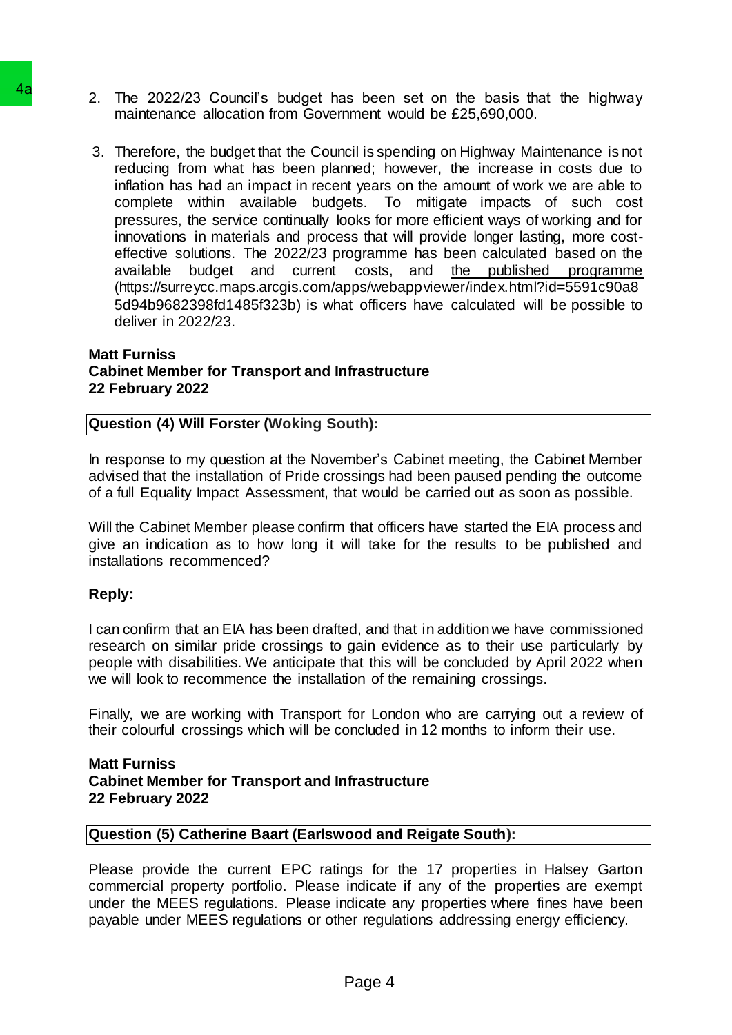2. The 2022/23 Council's budget has been set on the basis that the highway maintenance allocation from Government would be £25,690,000.

3. Therefore, the budget that the Council is spending on Highway Maintenance is not reducing from what has been planned; however, the increase in costs due to inflation has had an impact in recent years on the amount of work we are able to complete within available budgets. To mitigate impacts of such cost pressures, the service continually looks for more efficient ways of working and for innovations in materials and process that will provide longer lasting, more cost-effective solutions. The 2022/23 programme has been calculated based on the available budget and current costs, and the published programme (https://surreycc.maps.arcgis.com/apps/webappviewer/index.html?id=5591c90a85d94b9682398fd1485f323b) is what officers have calculated will be possible to deliver in 2022/23.

**Matt Furniss**
**Cabinet Member for Transport and Infrastructure**
**22 February 2022**

**Question (4) Will Forster (Woking South):**

In response to my question at the November's Cabinet meeting, the Cabinet Member advised that the installation of Pride crossings had been paused pending the outcome of a full Equality Impact Assessment, that would be carried out as soon as possible.

Will the Cabinet Member please confirm that officers have started the EIA process and give an indication as to how long it will take for the results to be published and installations recommenced?

**Reply:**

I can confirm that an EIA has been drafted, and that in addition we have commissioned research on similar pride crossings to gain evidence as to their use particularly by people with disabilities. We anticipate that this will be concluded by April 2022 when we will look to recommence the installation of the remaining crossings.

Finally, we are working with Transport for London who are carrying out a review of their colourful crossings which will be concluded in 12 months to inform their use.

**Matt Furniss**
**Cabinet Member for Transport and Infrastructure**
**22 February 2022**

**Question (5) Catherine Baart (Earlswood and Reigate South):**

Please provide the current EPC ratings for the 17 properties in Halsey Garton commercial property portfolio. Please indicate if any of the properties are exempt under the MEES regulations. Please indicate any properties where fines have been payable under MEES regulations or other regulations addressing energy efficiency.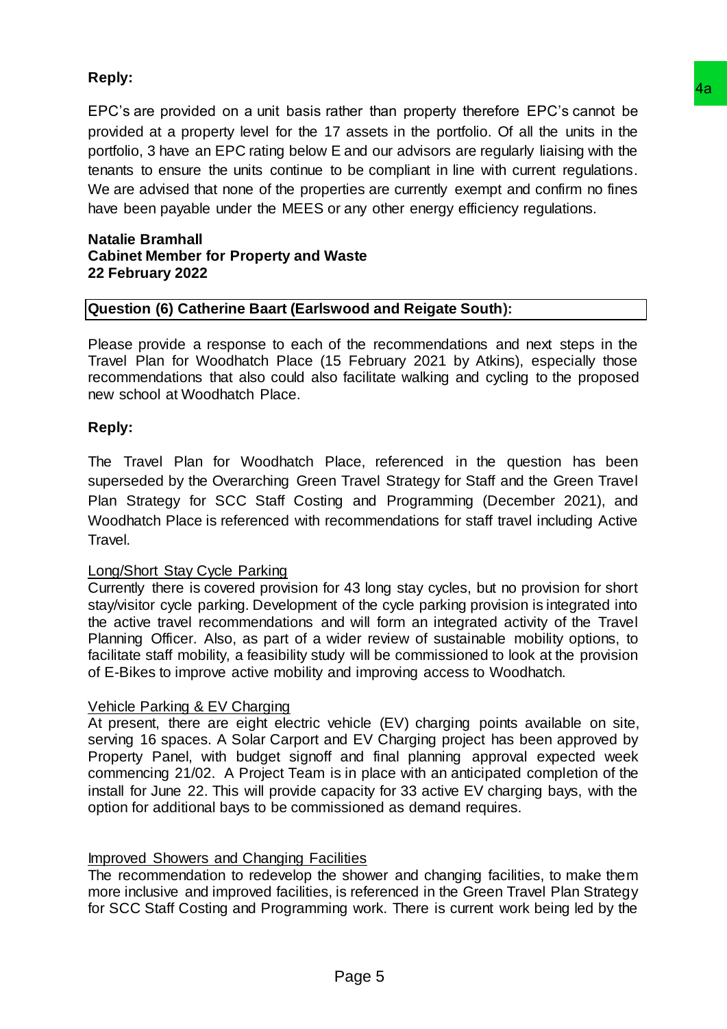**Reply:**

EPC's are provided on a unit basis rather than property therefore EPC's cannot be provided at a property level for the 17 assets in the portfolio. Of all the units in the portfolio, 3 have an EPC rating below E and our advisors are regularly liaising with the tenants to ensure the units continue to be compliant in line with current regulations. We are advised that none of the properties are currently exempt and confirm no fines have been payable under the MEES or any other energy efficiency regulations.

**Natalie Bramhall**
**Cabinet Member for Property and Waste**
**22 February 2022**

**Question (6) Catherine Baart (Earlswood and Reigate South):**

Please provide a response to each of the recommendations and next steps in the Travel Plan for Woodhatch Place (15 February 2021 by Atkins), especially those recommendations that also could also facilitate walking and cycling to the proposed new school at Woodhatch Place.

**Reply:**

The Travel Plan for Woodhatch Place, referenced in the question has been superseded by the Overarching Green Travel Strategy for Staff and the Green Travel Plan Strategy for SCC Staff Costing and Programming (December 2021), and Woodhatch Place is referenced with recommendations for staff travel including Active Travel.

Long/Short Stay Cycle Parking

Currently there is covered provision for 43 long stay cycles, but no provision for short stay/visitor cycle parking. Development of the cycle parking provision is integrated into the active travel recommendations and will form an integrated activity of the Travel Planning Officer. Also, as part of a wider review of sustainable mobility options, to facilitate staff mobility, a feasibility study will be commissioned to look at the provision of E-Bikes to improve active mobility and improving access to Woodhatch.

Vehicle Parking & EV Charging

At present, there are eight electric vehicle (EV) charging points available on site, serving 16 spaces. A Solar Carport and EV Charging project has been approved by Property Panel, with budget signoff and final planning approval expected week commencing 21/02. A Project Team is in place with an anticipated completion of the install for June 22. This will provide capacity for 33 active EV charging bays, with the option for additional bays to be commissioned as demand requires.

Improved Showers and Changing Facilities

The recommendation to redevelop the shower and changing facilities, to make them more inclusive and improved facilities, is referenced in the Green Travel Plan Strategy for SCC Staff Costing and Programming work. There is current work being led by the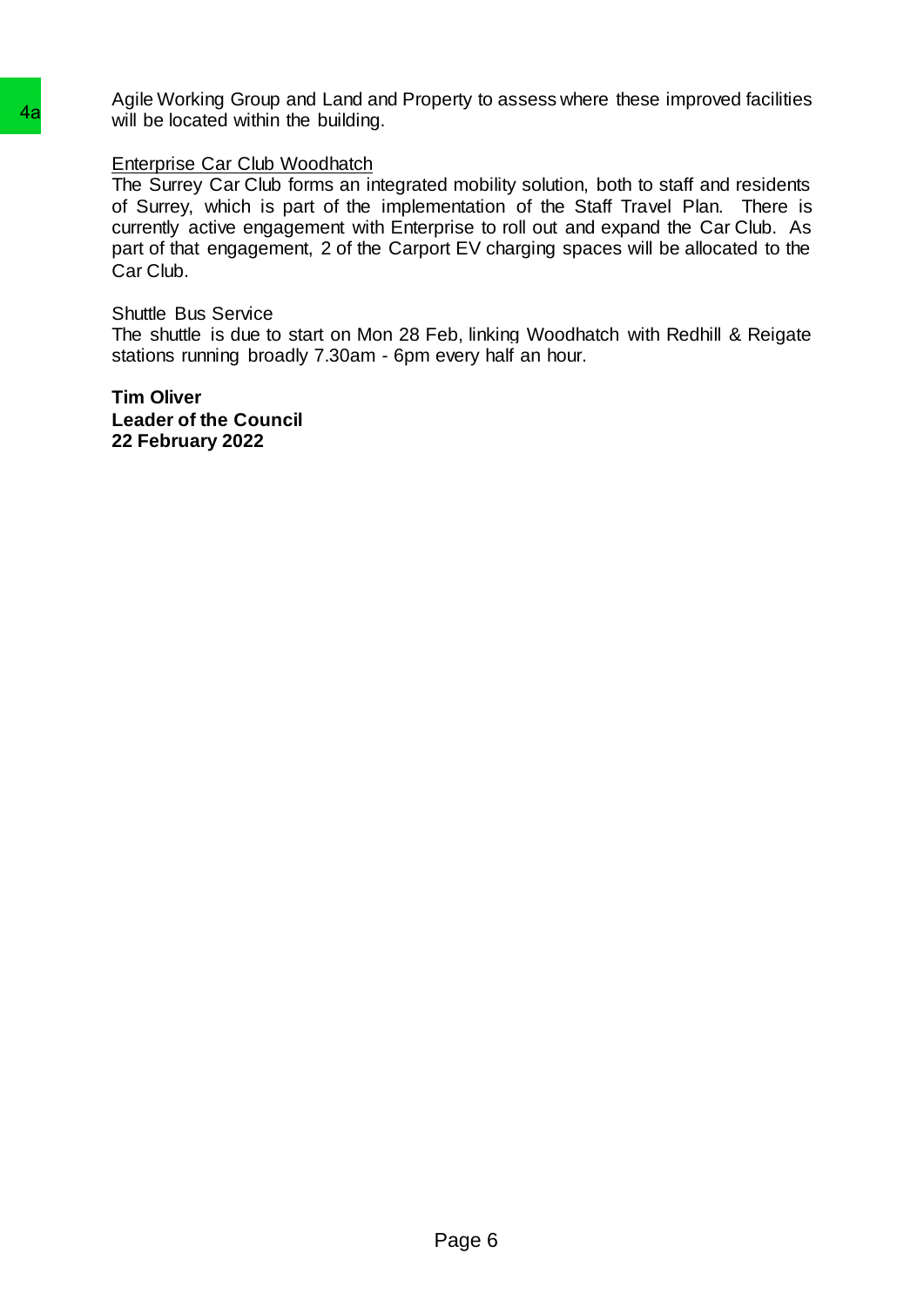Agile Working Group and Land and Property to assess where these improved facilities will be located within the building.

Enterprise Car Club Woodhatch

The Surrey Car Club forms an integrated mobility solution, both to staff and residents of Surrey, which is part of the implementation of the Staff Travel Plan. There is currently active engagement with Enterprise to roll out and expand the Car Club. As part of that engagement, 2 of the Carport EV charging spaces will be allocated to the Car Club.

Shuttle Bus Service

The shuttle is due to start on Mon 28 Feb, linking Woodhatch with Redhill & Reigate stations running broadly 7.30am - 6pm every half an hour.

**Tim Oliver**
**Leader of the Council**
**22 February 2022**